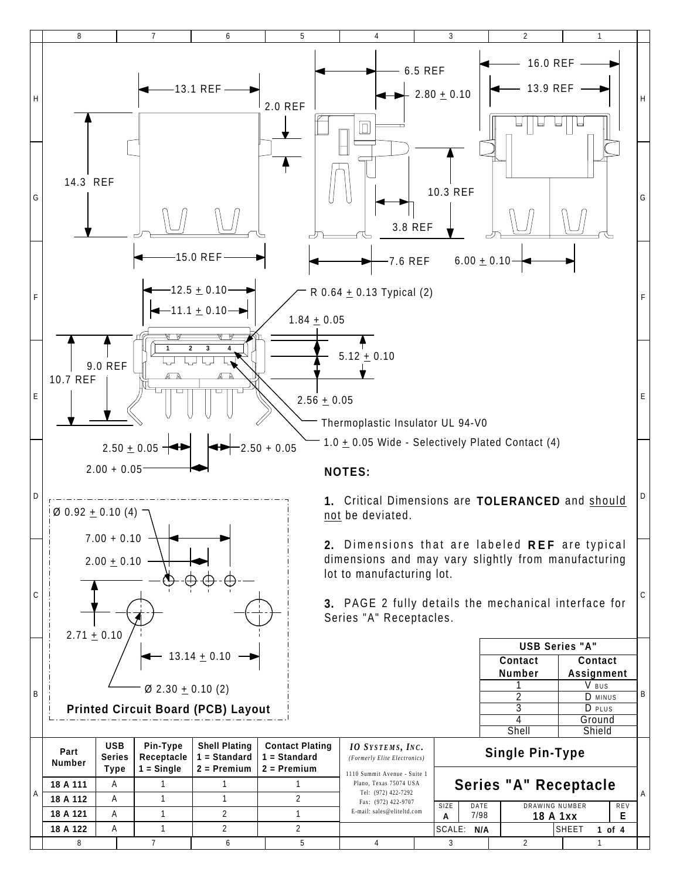## Dimensions

13.1 REF

2.0 REF

14.3 REF

15.0 REF

6.5 REF

2.80 ± 0.10

10.3 REF

3.8 REF

7.6 REF

16.0 REF

13.9 REF

6.00 ± 0.10

12.5 ± 0.10

11.1 ± 0.10

R 0.64 ± 0.13 Typical (2)

1.84 ± 0.05

5.12 ± 0.10

2.56 ± 0.05

9.0 REF

10.7 REF

Thermoplastic Insulator UL 94-V0

1.0 ± 0.05 Wide - Selectively Plated Contact (4)

2.50 ± 0.05

2.50 + 0.05

2.00 + 0.05

## Printed Circuit Board (PCB) Layout

Ø 0.92 ± 0.10 (4)

7.00 + 0.10

2.00 ± 0.10

2.71 ± 0.10

13.14 ± 0.10

Ø 2.30 ± 0.10 (2)

## NOTES:

**1.** Critical Dimensions are **TOLERANCED** and should not be deviated.

**2.** Dimensions that are labeled **REF** are typical dimensions and may vary slightly from manufacturing lot to manufacturing lot.

**3.** PAGE 2 fully details the mechanical interface for Series "A" Receptacles.

| USB Series "A" | |
|---|---|
| **Contact Number** | **Contact Assignment** |
| 1 | V BUS |
| 2 | D MINUS |
| 3 | D PLUS |
| 4 | Ground |
| Shell | Shield |

| Part Number | USB Series Type | Pin-Type Receptacle 1 = Single | Shell Plating 1 = Standard 2 = Premium | Contact Plating 1 = Standard 2 = Premium |
|---|---|---|---|---|
| 18 A 111 | A | 1 | 1 | 1 |
| 18 A 112 | A | 1 | 1 | 2 |
| 18 A 121 | A | 1 | 2 | 1 |
| 18 A 122 | A | 1 | 2 | 2 |

*IO SYSTEMS, INC.*
*(Formerly Elite Electronics)*
1110 Summit Avenue - Suite 1
Plano, Texas 75074 USA
Tel: (972) 422-7292
Fax: (972) 422-9707
E-mail: sales@eliteltd.com

**Single Pin-Type**

**Series "A" Receptacle**

| SIZE | DATE | DRAWING NUMBER | REV |
|---|---|---|---|
| A | 7/98 | 18 A 1xx | E |

SCALE: N/A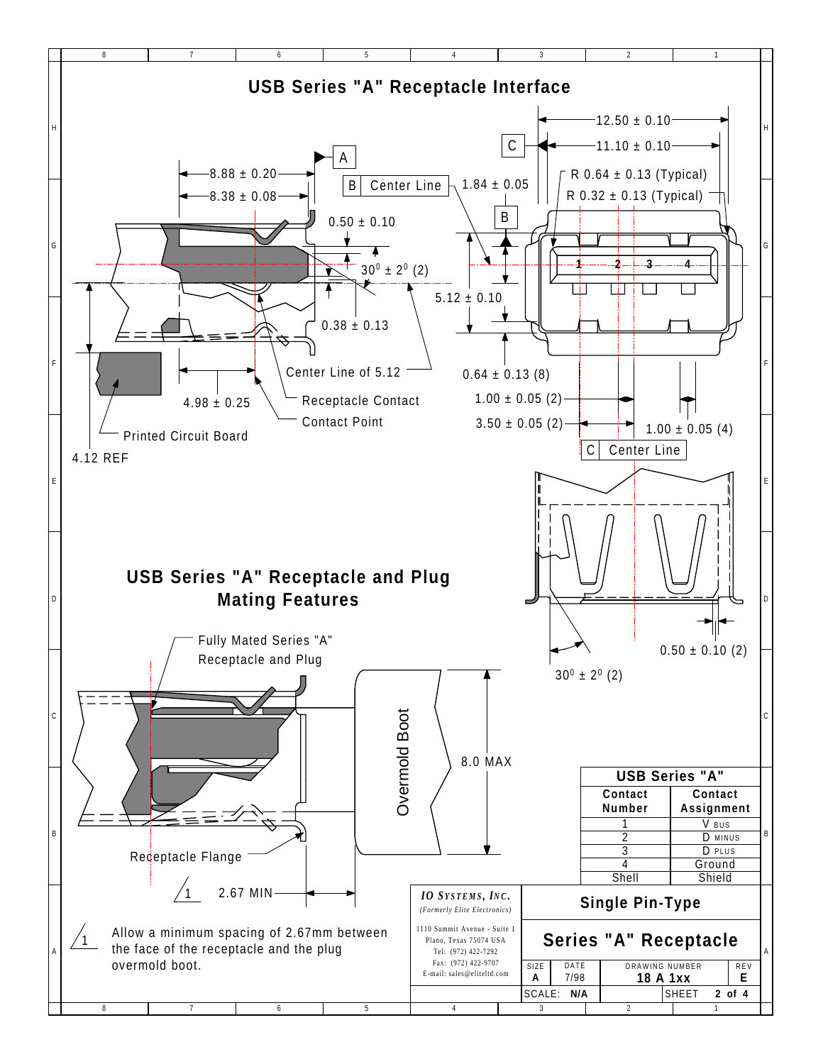# USB Series "A" Receptacle Interface

12.50 ± 0.10

11.10 ± 0.10

C

A

8.88 ± 0.20

8.38 ± 0.08

B Center Line

1.84 ± 0.05

R 0.64 ± 0.13 (Typical)

R 0.32 ± 0.13 (Typical)

B

0.50 ± 0.10

$30^0 \pm 2^0$ (2)

5.12 ± 0.10

0.38 ± 0.13

Center Line of 5.12

0.64 ± 0.13 (8)

4.98 ± 0.25

Receptacle Contact

Contact Point

1.00 ± 0.05 (2)

3.50 ± 0.05 (2)

1.00 ± 0.05 (4)

Printed Circuit Board

C Center Line

4.12 REF

1 2 3 4

0.50 ± 0.10 (2)

$30^0 \pm 2^0$ (2)

# USB Series "A" Receptacle and Plug Mating Features

Fully Mated Series "A" Receptacle and Plug

Overmold Boot

8.0 MAX

Receptacle Flange

1 2.67 MIN

1 Allow a minimum spacing of 2.67mm between the face of the receptacle and the plug overmold boot.

| USB Series "A" | |
|---|---|
| Contact Number | Contact Assignment |
| 1 | V BUS |
| 2 | D MINUS |
| 3 | D PLUS |
| 4 | Ground |
| Shell | Shield |

*IO Systems, Inc.*
*(Formerly Elite Electronics)*

1110 Summit Avenue - Suite 1
Plano, Texas 75074 USA
Tel: (972) 422-7292
Fax: (972) 422-9707
E-mail: sales@eliteltd.com

**Single Pin-Type**

**Series "A" Receptacle**

| SIZE | DATE | DRAWING NUMBER | REV |
|---|---|---|---|
| A | 7/98 | 18 A 1xx | E |
| SCALE: N/A | | SHEET 2 of 4 | |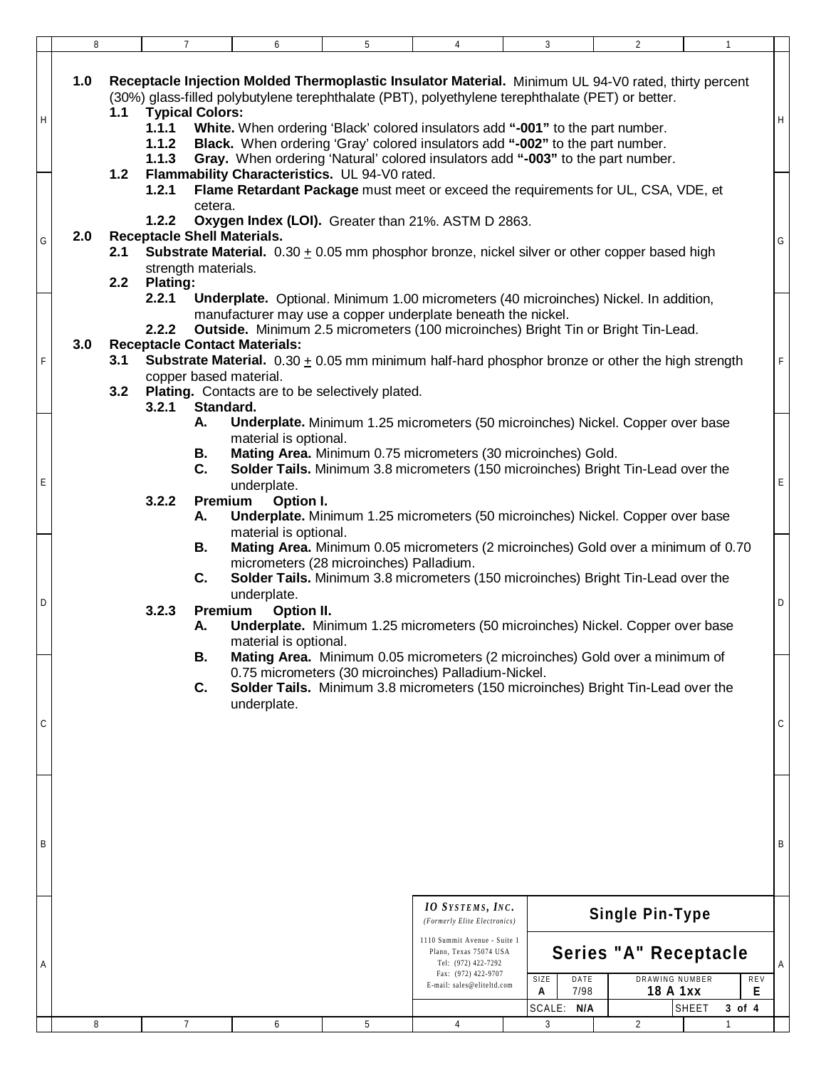**1.0 Receptacle Injection Molded Thermoplastic Insulator Material.** Minimum UL 94-V0 rated, thirty percent (30%) glass-filled polybutylene terephthalate (PBT), polyethylene terephthalate (PET) or better.

- **1.1 Typical Colors:**
  - **1.1.1 White.** When ordering 'Black' colored insulators add **"-001"** to the part number.
  - **1.1.2 Black.** When ordering 'Gray' colored insulators add **"-002"** to the part number.
  - **1.1.3 Gray.** When ordering 'Natural' colored insulators add **"-003"** to the part number.
- **1.2 Flammability Characteristics.** UL 94-V0 rated.
  - **1.2.1 Flame Retardant Package** must meet or exceed the requirements for UL, CSA, VDE, et cetera.
  - **1.2.2 Oxygen Index (LOI).** Greater than 21%. ASTM D 2863.

**2.0 Receptacle Shell Materials.**

- **2.1 Substrate Material.** 0.30 ± 0.05 mm phosphor bronze, nickel silver or other copper based high strength materials.
- **2.2 Plating:**
  - **2.2.1 Underplate.** Optional. Minimum 1.00 micrometers (40 microinches) Nickel. In addition, manufacturer may use a copper underplate beneath the nickel.
  - **2.2.2 Outside.** Minimum 2.5 micrometers (100 microinches) Bright Tin or Bright Tin-Lead.

**3.0 Receptacle Contact Materials:**

- **3.1 Substrate Material.** 0.30 ± 0.05 mm minimum half-hard phosphor bronze or other the high strength copper based material.
- **3.2 Plating.** Contacts are to be selectively plated.
  - **3.2.1 Standard.**
    - **A. Underplate.** Minimum 1.25 micrometers (50 microinches) Nickel. Copper over base material is optional.
    - **B. Mating Area.** Minimum 0.75 micrometers (30 microinches) Gold.
    - **C. Solder Tails.** Minimum 3.8 micrometers (150 microinches) Bright Tin-Lead over the underplate.
  - **3.2.2 Premium Option I.**
    - **A. Underplate.** Minimum 1.25 micrometers (50 microinches) Nickel. Copper over base material is optional.
    - **B. Mating Area.** Minimum 0.05 micrometers (2 microinches) Gold over a minimum of 0.70 micrometers (28 microinches) Palladium.
    - **C. Solder Tails.** Minimum 3.8 micrometers (150 microinches) Bright Tin-Lead over the underplate.
  - **3.2.3 Premium Option II.**
    - **A. Underplate.** Minimum 1.25 micrometers (50 microinches) Nickel. Copper over base material is optional.
    - **B. Mating Area.** Minimum 0.05 micrometers (2 microinches) Gold over a minimum of 0.75 micrometers (30 microinches) Palladium-Nickel.
    - **C. Solder Tails.** Minimum 3.8 micrometers (150 microinches) Bright Tin-Lead over the underplate.

| *IO SYSTEMS, INC.* (Formerly Elite Electronics) 1110 Summit Avenue - Suite 1, Plano, Texas 75074 USA, Tel: (972) 422-7292, Fax: (972) 422-9707, E-mail: sales@eliteltd.com | **Single Pin-Type Series "A" Receptacle** | | | |
|---|---|---|---|---|
| SIZE: **A** | DATE: 7/98 | DRAWING NUMBER: **18 A 1xx** | REV: **E** | |
| SCALE: **N/A** | | SHEET **3 of 4** | | |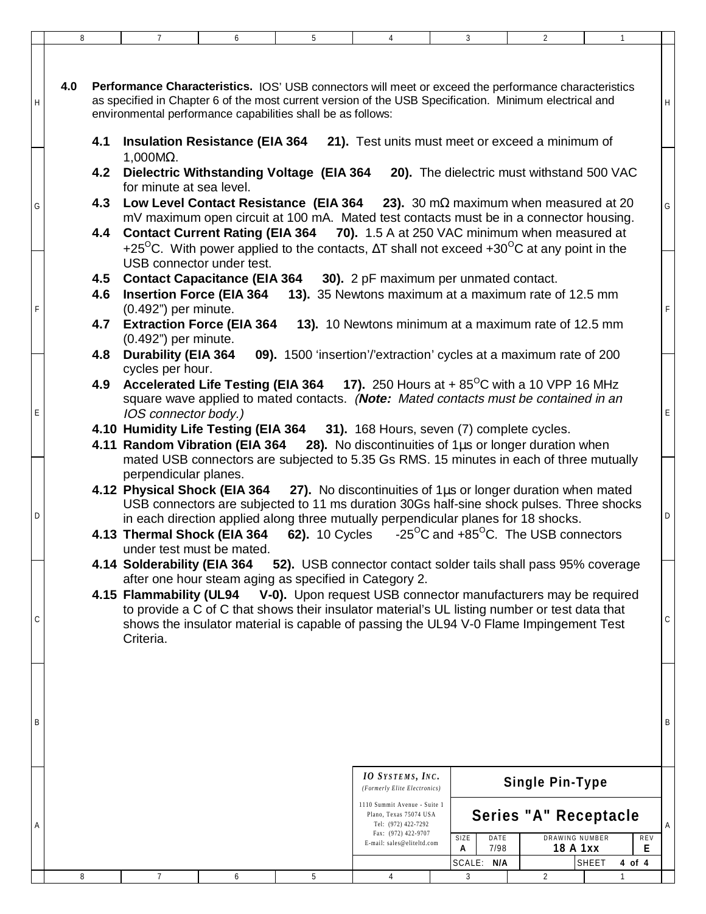**4.0 Performance Characteristics.** IOS' USB connectors will meet or exceed the performance characteristics as specified in Chapter 6 of the most current version of the USB Specification. Minimum electrical and environmental performance capabilities shall be as follows:

- **4.1 Insulation Resistance (EIA 364 21).** Test units must meet or exceed a minimum of 1,000MΩ.
- **4.2 Dielectric Withstanding Voltage (EIA 364 20).** The dielectric must withstand 500 VAC for minute at sea level.
- **4.3 Low Level Contact Resistance (EIA 364 23).** 30 mΩ maximum when measured at 20 mV maximum open circuit at 100 mA. Mated test contacts must be in a connector housing.
- **4.4 Contact Current Rating (EIA 364 70).** 1.5 A at 250 VAC minimum when measured at +25$^{O}$C. With power applied to the contacts, ΔT shall not exceed +30$^{O}$C at any point in the USB connector under test.
- **4.5 Contact Capacitance (EIA 364 30).** 2 pF maximum per unmated contact.
- **4.6 Insertion Force (EIA 364 13).** 35 Newtons maximum at a maximum rate of 12.5 mm (0.492") per minute.
- **4.7 Extraction Force (EIA 364 13).** 10 Newtons minimum at a maximum rate of 12.5 mm (0.492") per minute.
- **4.8 Durability (EIA 364 09).** 1500 'insertion'/'extraction' cycles at a maximum rate of 200 cycles per hour.
- **4.9 Accelerated Life Testing (EIA 364 17).** 250 Hours at + 85$^{O}$C with a 10 VPP 16 MHz square wave applied to mated contacts. *(**Note:** Mated contacts must be contained in an IOS connector body.)*
- **4.10 Humidity Life Testing (EIA 364 31).** 168 Hours, seven (7) complete cycles.
- **4.11 Random Vibration (EIA 364 28).** No discontinuities of 1µs or longer duration when mated USB connectors are subjected to 5.35 Gs RMS. 15 minutes in each of three mutually perpendicular planes.
- **4.12 Physical Shock (EIA 364 27).** No discontinuities of 1µs or longer duration when mated USB connectors are subjected to 11 ms duration 30Gs half-sine shock pulses. Three shocks in each direction applied along three mutually perpendicular planes for 18 shocks.
- **4.13 Thermal Shock (EIA 364 62).** 10 Cycles -25$^{O}$C and +85$^{O}$C. The USB connectors under test must be mated.
- **4.14 Solderability (EIA 364 52).** USB connector contact solder tails shall pass 95% coverage after one hour steam aging as specified in Category 2.
- **4.15 Flammability (UL94 V-0).** Upon request USB connector manufacturers may be required to provide a C of C that shows their insulator material's UL listing number or test data that shows the insulator material is capable of passing the UL94 V-0 Flame Impingement Test Criteria.

*IO SYSTEMS, INC.*
*(Formerly Elite Electronics)*
1110 Summit Avenue - Suite 1
Plano, Texas 75074 USA
Tel: (972) 422-7292
Fax: (972) 422-9707
E-mail: sales@eliteltd.com

**Single Pin-Type**

**Series "A" Receptacle**

| SIZE | DATE | DRAWING NUMBER | REV |
|---|---|---|---|
| A | 7/98 | 18 A 1xx | E |

SCALE: N/A